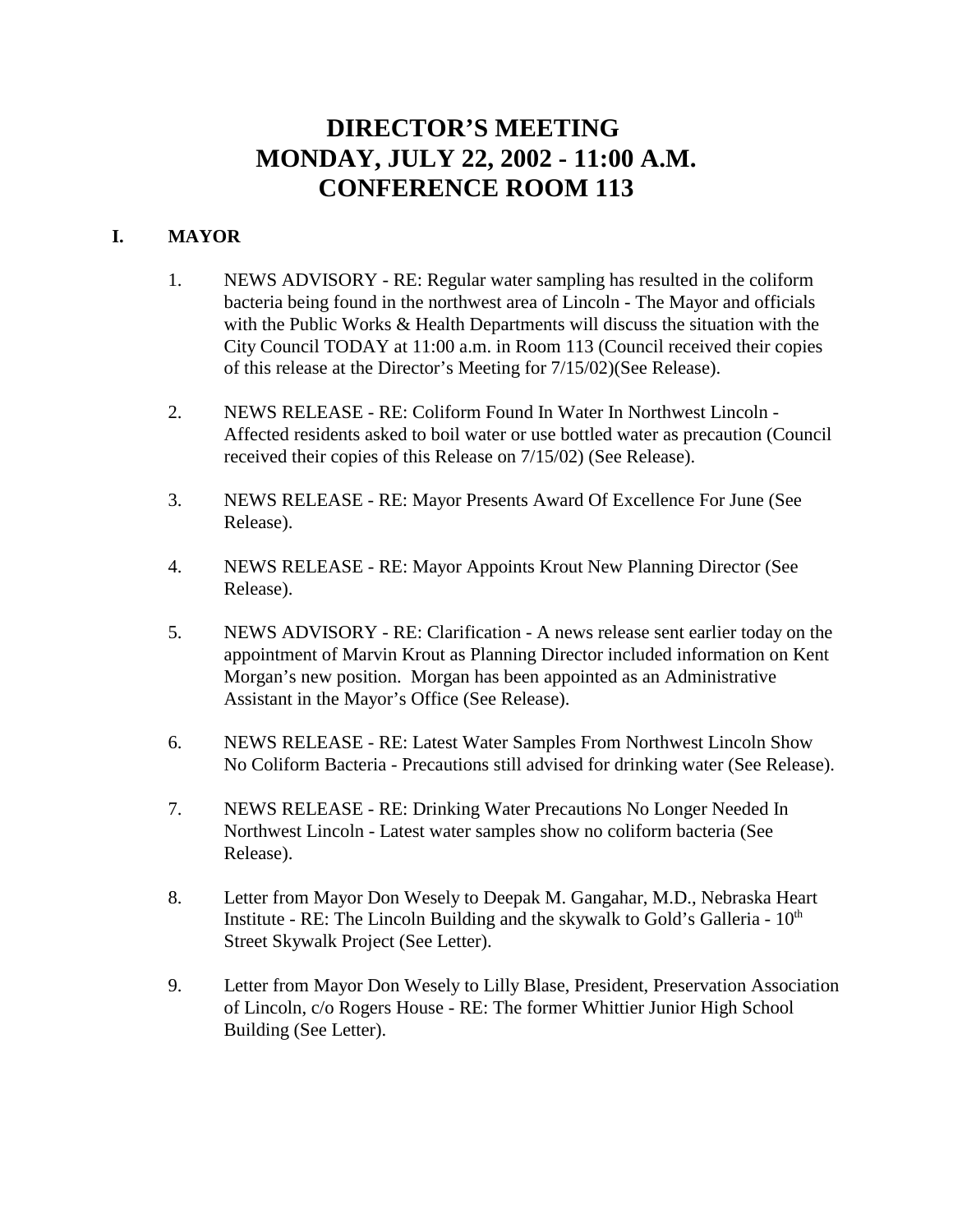# DIRECTOR'S MEETING
# MONDAY, JULY 22, 2002 - 11:00 A.M.
# CONFERENCE ROOM 113

## I. MAYOR

1. NEWS ADVISORY - RE: Regular water sampling has resulted in the coliform bacteria being found in the northwest area of Lincoln - The Mayor and officials with the Public Works & Health Departments will discuss the situation with the City Council TODAY at 11:00 a.m. in Room 113 (Council received their copies of this release at the Director's Meeting for 7/15/02)(See Release).

2. NEWS RELEASE - RE: Coliform Found In Water In Northwest Lincoln - Affected residents asked to boil water or use bottled water as precaution (Council received their copies of this Release on 7/15/02) (See Release).

3. NEWS RELEASE - RE: Mayor Presents Award Of Excellence For June (See Release).

4. NEWS RELEASE - RE: Mayor Appoints Krout New Planning Director (See Release).

5. NEWS ADVISORY - RE: Clarification - A news release sent earlier today on the appointment of Marvin Krout as Planning Director included information on Kent Morgan's new position. Morgan has been appointed as an Administrative Assistant in the Mayor's Office (See Release).

6. NEWS RELEASE - RE: Latest Water Samples From Northwest Lincoln Show No Coliform Bacteria - Precautions still advised for drinking water (See Release).

7. NEWS RELEASE - RE: Drinking Water Precautions No Longer Needed In Northwest Lincoln - Latest water samples show no coliform bacteria (See Release).

8. Letter from Mayor Don Wesely to Deepak M. Gangahar, M.D., Nebraska Heart Institute - RE: The Lincoln Building and the skywalk to Gold's Galleria - 10th Street Skywalk Project (See Letter).

9. Letter from Mayor Don Wesely to Lilly Blase, President, Preservation Association of Lincoln, c/o Rogers House - RE: The former Whittier Junior High School Building (See Letter).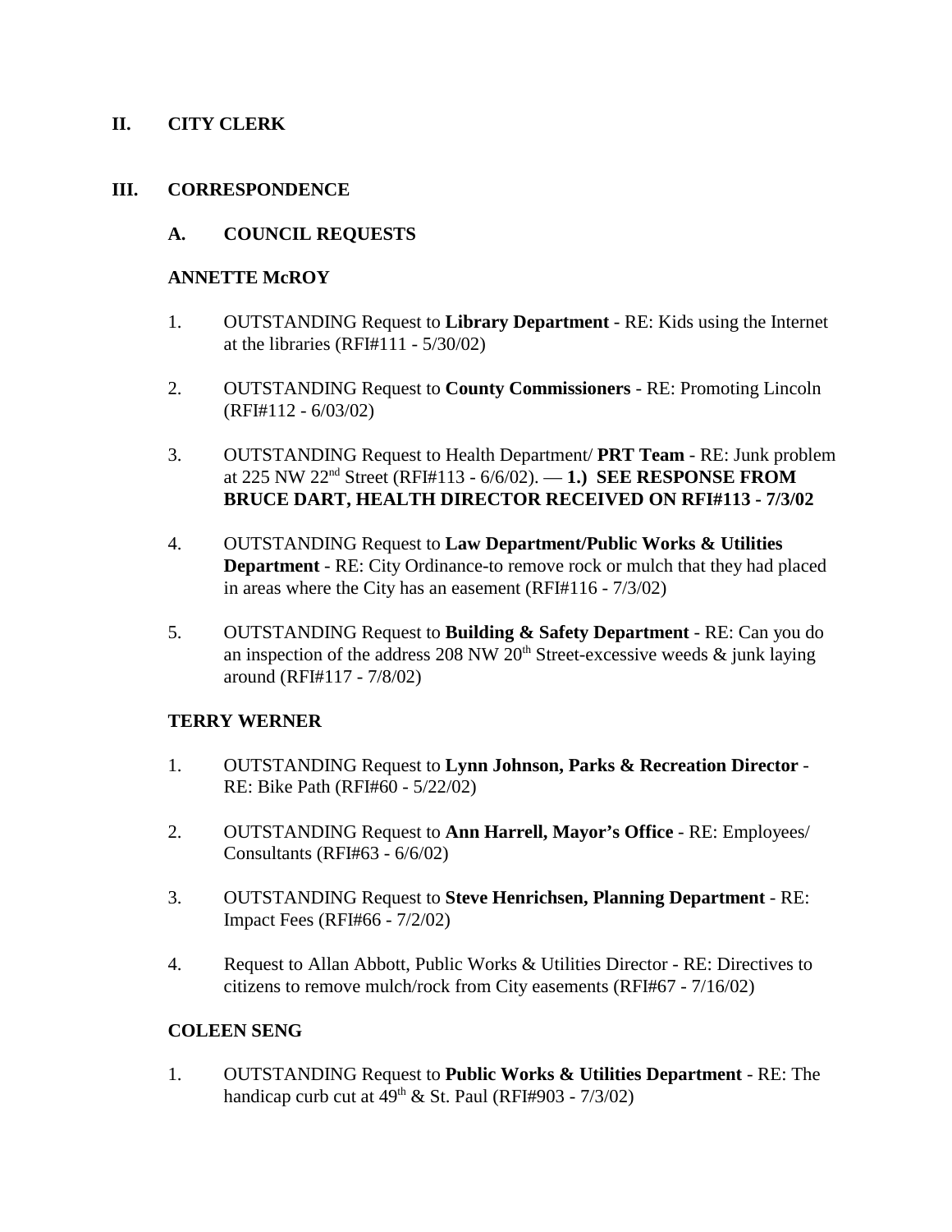## II. CITY CLERK

## III. CORRESPONDENCE

### A. COUNCIL REQUESTS

**ANNETTE McROY**

1. OUTSTANDING Request to **Library Department** - RE: Kids using the Internet at the libraries (RFI#111 - 5/30/02)

2. OUTSTANDING Request to **County Commissioners** - RE: Promoting Lincoln (RFI#112 - 6/03/02)

3. OUTSTANDING Request to Health Department/ **PRT Team** - RE: Junk problem at 225 NW 22nd Street (RFI#113 - 6/6/02). — **1.) SEE RESPONSE FROM BRUCE DART, HEALTH DIRECTOR RECEIVED ON RFI#113 - 7/3/02**

4. OUTSTANDING Request to **Law Department/Public Works & Utilities Department** - RE: City Ordinance-to remove rock or mulch that they had placed in areas where the City has an easement (RFI#116 - 7/3/02)

5. OUTSTANDING Request to **Building & Safety Department** - RE: Can you do an inspection of the address 208 NW 20th Street-excessive weeds & junk laying around (RFI#117 - 7/8/02)

**TERRY WERNER**

1. OUTSTANDING Request to **Lynn Johnson, Parks & Recreation Director** - RE: Bike Path (RFI#60 - 5/22/02)

2. OUTSTANDING Request to **Ann Harrell, Mayor's Office** - RE: Employees/ Consultants (RFI#63 - 6/6/02)

3. OUTSTANDING Request to **Steve Henrichsen, Planning Department** - RE: Impact Fees (RFI#66 - 7/2/02)

4. Request to Allan Abbott, Public Works & Utilities Director - RE: Directives to citizens to remove mulch/rock from City easements (RFI#67 - 7/16/02)

**COLEEN SENG**

1. OUTSTANDING Request to **Public Works & Utilities Department** - RE: The handicap curb cut at 49th & St. Paul (RFI#903 - 7/3/02)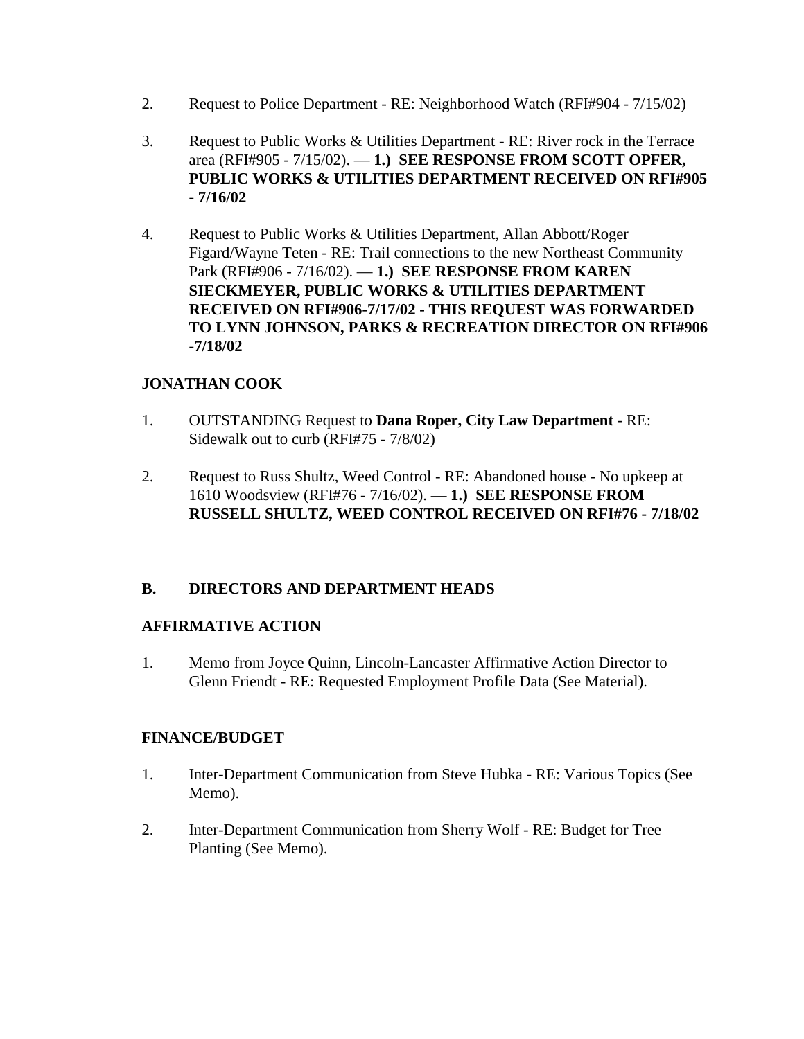2. Request to Police Department - RE: Neighborhood Watch (RFI#904 - 7/15/02)

3. Request to Public Works & Utilities Department - RE: River rock in the Terrace area (RFI#905 - 7/15/02). — **1.) SEE RESPONSE FROM SCOTT OPFER, PUBLIC WORKS & UTILITIES DEPARTMENT RECEIVED ON RFI#905 - 7/16/02**

4. Request to Public Works & Utilities Department, Allan Abbott/Roger Figard/Wayne Teten - RE: Trail connections to the new Northeast Community Park (RFI#906 - 7/16/02). — **1.) SEE RESPONSE FROM KAREN SIECKMEYER, PUBLIC WORKS & UTILITIES DEPARTMENT RECEIVED ON RFI#906-7/17/02 - THIS REQUEST WAS FORWARDED TO LYNN JOHNSON, PARKS & RECREATION DIRECTOR ON RFI#906 -7/18/02**

**JONATHAN COOK**

1. OUTSTANDING Request to **Dana Roper, City Law Department** - RE: Sidewalk out to curb (RFI#75 - 7/8/02)

2. Request to Russ Shultz, Weed Control - RE: Abandoned house - No upkeep at 1610 Woodsview (RFI#76 - 7/16/02). — **1.) SEE RESPONSE FROM RUSSELL SHULTZ, WEED CONTROL RECEIVED ON RFI#76 - 7/18/02**

## B. DIRECTORS AND DEPARTMENT HEADS

**AFFIRMATIVE ACTION**

1. Memo from Joyce Quinn, Lincoln-Lancaster Affirmative Action Director to Glenn Friendt - RE: Requested Employment Profile Data (See Material).

**FINANCE/BUDGET**

1. Inter-Department Communication from Steve Hubka - RE: Various Topics (See Memo).

2. Inter-Department Communication from Sherry Wolf - RE: Budget for Tree Planting (See Memo).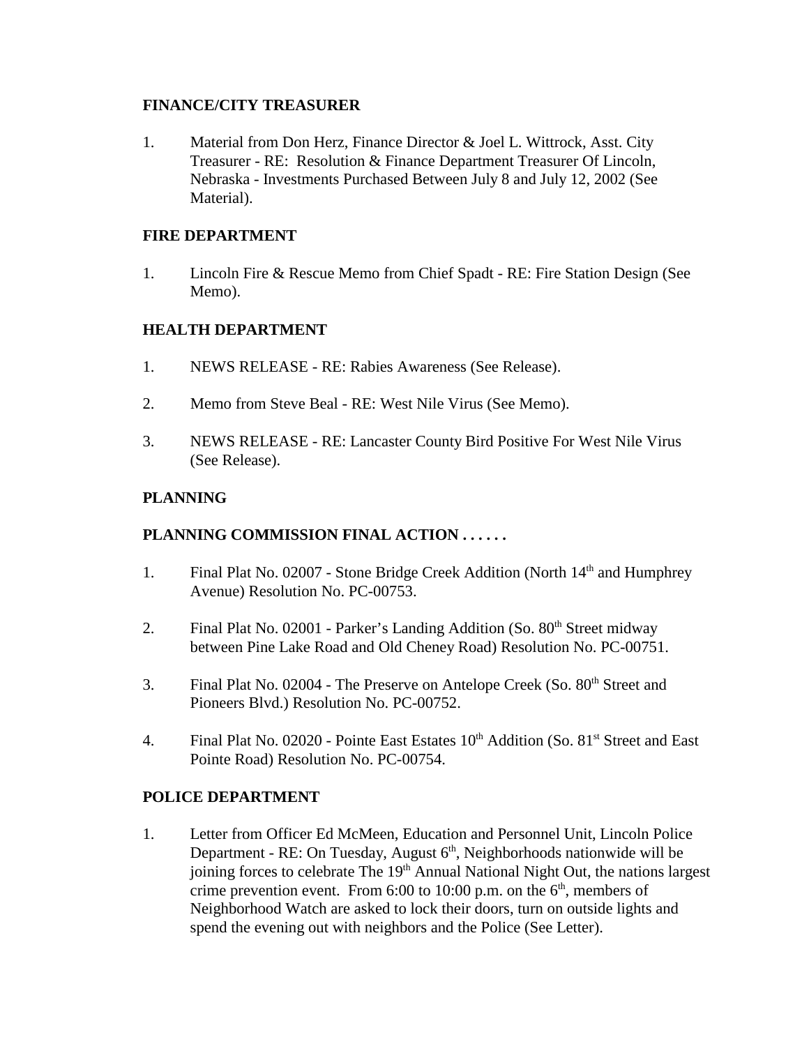**FINANCE/CITY TREASURER**

1. Material from Don Herz, Finance Director & Joel L. Wittrock, Asst. City Treasurer - RE: Resolution & Finance Department Treasurer Of Lincoln, Nebraska - Investments Purchased Between July 8 and July 12, 2002 (See Material).

**FIRE DEPARTMENT**

1. Lincoln Fire & Rescue Memo from Chief Spadt - RE: Fire Station Design (See Memo).

**HEALTH DEPARTMENT**

1. NEWS RELEASE - RE: Rabies Awareness (See Release).

2. Memo from Steve Beal - RE: West Nile Virus (See Memo).

3. NEWS RELEASE - RE: Lancaster County Bird Positive For West Nile Virus (See Release).

**PLANNING**

**PLANNING COMMISSION FINAL ACTION . . . . . .**

1. Final Plat No. 02007 - Stone Bridge Creek Addition (North 14th and Humphrey Avenue) Resolution No. PC-00753.

2. Final Plat No. 02001 - Parker's Landing Addition (So. 80th Street midway between Pine Lake Road and Old Cheney Road) Resolution No. PC-00751.

3. Final Plat No. 02004 - The Preserve on Antelope Creek (So. 80th Street and Pioneers Blvd.) Resolution No. PC-00752.

4. Final Plat No. 02020 - Pointe East Estates 10th Addition (So. 81st Street and East Pointe Road) Resolution No. PC-00754.

**POLICE DEPARTMENT**

1. Letter from Officer Ed McMeen, Education and Personnel Unit, Lincoln Police Department - RE: On Tuesday, August 6th, Neighborhoods nationwide will be joining forces to celebrate The 19th Annual National Night Out, the nations largest crime prevention event. From 6:00 to 10:00 p.m. on the 6th, members of Neighborhood Watch are asked to lock their doors, turn on outside lights and spend the evening out with neighbors and the Police (See Letter).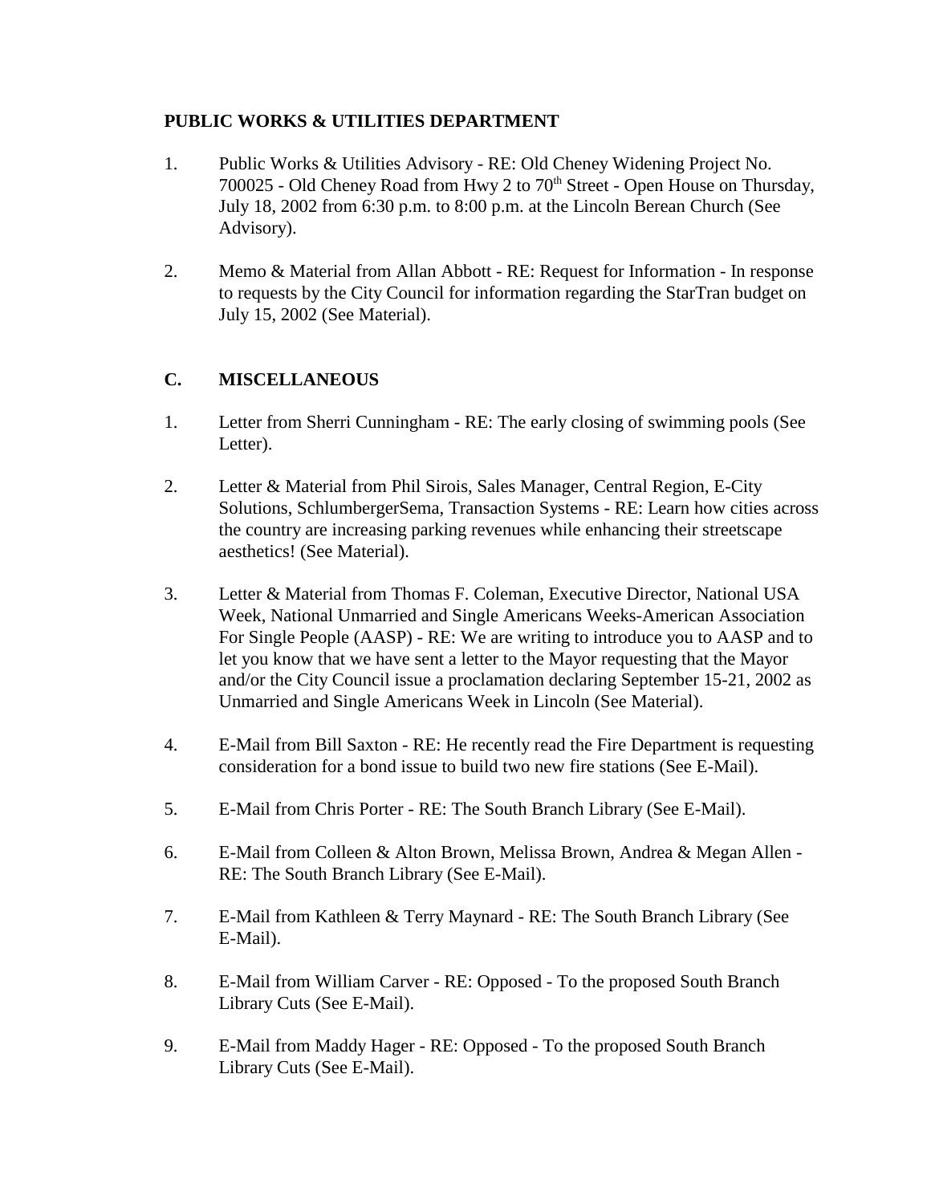**PUBLIC WORKS & UTILITIES DEPARTMENT**

1. Public Works & Utilities Advisory - RE: Old Cheney Widening Project No. 700025 - Old Cheney Road from Hwy 2 to 70th Street - Open House on Thursday, July 18, 2002 from 6:30 p.m. to 8:00 p.m. at the Lincoln Berean Church (See Advisory).

2. Memo & Material from Allan Abbott - RE: Request for Information - In response to requests by the City Council for information regarding the StarTran budget on July 15, 2002 (See Material).

## C. MISCELLANEOUS

1. Letter from Sherri Cunningham - RE: The early closing of swimming pools (See Letter).

2. Letter & Material from Phil Sirois, Sales Manager, Central Region, E-City Solutions, SchlumbergerSema, Transaction Systems - RE: Learn how cities across the country are increasing parking revenues while enhancing their streetscape aesthetics! (See Material).

3. Letter & Material from Thomas F. Coleman, Executive Director, National USA Week, National Unmarried and Single Americans Weeks-American Association For Single People (AASP) - RE: We are writing to introduce you to AASP and to let you know that we have sent a letter to the Mayor requesting that the Mayor and/or the City Council issue a proclamation declaring September 15-21, 2002 as Unmarried and Single Americans Week in Lincoln (See Material).

4. E-Mail from Bill Saxton - RE: He recently read the Fire Department is requesting consideration for a bond issue to build two new fire stations (See E-Mail).

5. E-Mail from Chris Porter - RE: The South Branch Library (See E-Mail).

6. E-Mail from Colleen & Alton Brown, Melissa Brown, Andrea & Megan Allen - RE: The South Branch Library (See E-Mail).

7. E-Mail from Kathleen & Terry Maynard - RE: The South Branch Library (See E-Mail).

8. E-Mail from William Carver - RE: Opposed - To the proposed South Branch Library Cuts (See E-Mail).

9. E-Mail from Maddy Hager - RE: Opposed - To the proposed South Branch Library Cuts (See E-Mail).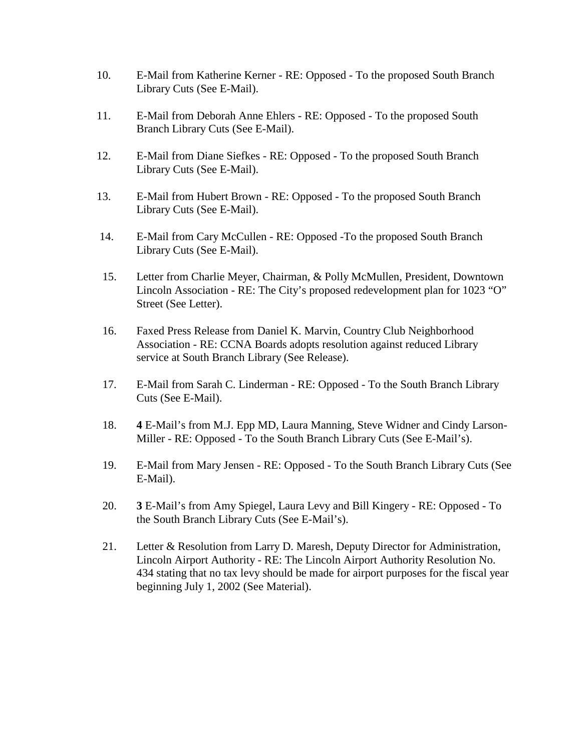10. E-Mail from Katherine Kerner - RE: Opposed - To the proposed South Branch Library Cuts (See E-Mail).

11. E-Mail from Deborah Anne Ehlers - RE: Opposed - To the proposed South Branch Library Cuts (See E-Mail).

12. E-Mail from Diane Siefkes - RE: Opposed - To the proposed South Branch Library Cuts (See E-Mail).

13. E-Mail from Hubert Brown - RE: Opposed - To the proposed South Branch Library Cuts (See E-Mail).

14. E-Mail from Cary McCullen - RE: Opposed -To the proposed South Branch Library Cuts (See E-Mail).

15. Letter from Charlie Meyer, Chairman, & Polly McMullen, President, Downtown Lincoln Association - RE: The City's proposed redevelopment plan for 1023 "O" Street (See Letter).

16. Faxed Press Release from Daniel K. Marvin, Country Club Neighborhood Association - RE: CCNA Boards adopts resolution against reduced Library service at South Branch Library (See Release).

17. E-Mail from Sarah C. Linderman - RE: Opposed - To the South Branch Library Cuts (See E-Mail).

18. **4** E-Mail's from M.J. Epp MD, Laura Manning, Steve Widner and Cindy Larson-Miller - RE: Opposed - To the South Branch Library Cuts (See E-Mail's).

19. E-Mail from Mary Jensen - RE: Opposed - To the South Branch Library Cuts (See E-Mail).

20. **3** E-Mail's from Amy Spiegel, Laura Levy and Bill Kingery - RE: Opposed - To the South Branch Library Cuts (See E-Mail's).

21. Letter & Resolution from Larry D. Maresh, Deputy Director for Administration, Lincoln Airport Authority - RE: The Lincoln Airport Authority Resolution No. 434 stating that no tax levy should be made for airport purposes for the fiscal year beginning July 1, 2002 (See Material).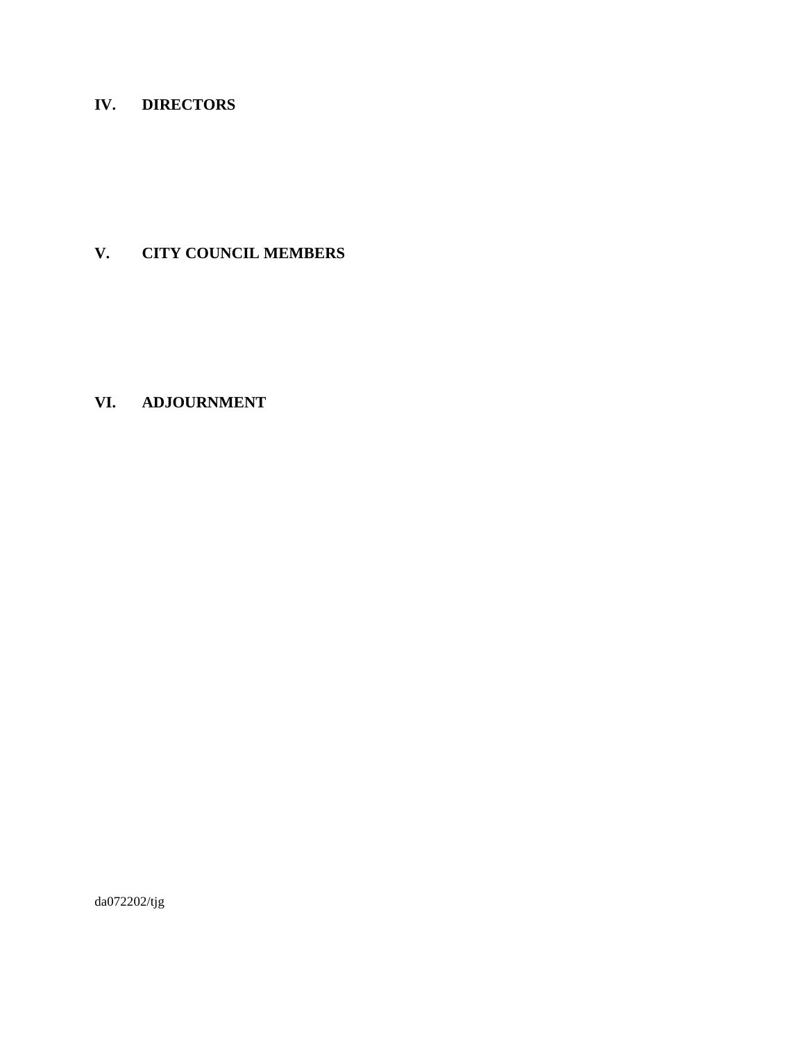## IV. DIRECTORS

## V. CITY COUNCIL MEMBERS

## VI. ADJOURNMENT

da072202/tjg